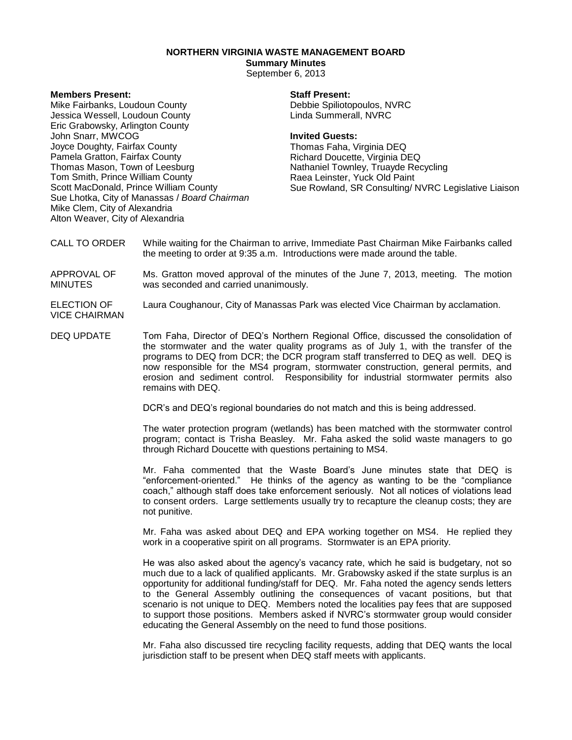# NORTHERN VIRGINIA WASTE MANAGEMENT BOARD

**Summary Minutes**

September 6, 2013

**Members Present:**

Mike Fairbanks, Loudoun County
Jessica Wessell, Loudoun County
Eric Grabowsky, Arlington County
John Snarr, MWCOG
Joyce Doughty, Fairfax County
Pamela Gratton, Fairfax County
Thomas Mason, Town of Leesburg
Tom Smith, Prince William County
Scott MacDonald, Prince William County
Sue Lhotka, City of Manassas / *Board Chairman*
Mike Clem, City of Alexandria
Alton Weaver, City of Alexandria

**Staff Present:**

Debbie Spiliotopoulos, NVRC
Linda Summerall, NVRC

**Invited Guests:**

Thomas Faha, Virginia DEQ
Richard Doucette, Virginia DEQ
Nathaniel Townley, Truayde Recycling
Raea Leinster, Yuck Old Paint
Sue Rowland, SR Consulting/ NVRC Legislative Liaison

CALL TO ORDER

While waiting for the Chairman to arrive, Immediate Past Chairman Mike Fairbanks called the meeting to order at 9:35 a.m. Introductions were made around the table.

APPROVAL OF MINUTES

Ms. Gratton moved approval of the minutes of the June 7, 2013, meeting. The motion was seconded and carried unanimously.

ELECTION OF VICE CHAIRMAN

Laura Coughanour, City of Manassas Park was elected Vice Chairman by acclamation.

DEQ UPDATE

Tom Faha, Director of DEQ's Northern Regional Office, discussed the consolidation of the stormwater and the water quality programs as of July 1, with the transfer of the programs to DEQ from DCR; the DCR program staff transferred to DEQ as well. DEQ is now responsible for the MS4 program, stormwater construction, general permits, and erosion and sediment control. Responsibility for industrial stormwater permits also remains with DEQ.

DCR's and DEQ's regional boundaries do not match and this is being addressed.

The water protection program (wetlands) has been matched with the stormwater control program; contact is Trisha Beasley. Mr. Faha asked the solid waste managers to go through Richard Doucette with questions pertaining to MS4.

Mr. Faha commented that the Waste Board's June minutes state that DEQ is "enforcement-oriented." He thinks of the agency as wanting to be the "compliance coach," although staff does take enforcement seriously. Not all notices of violations lead to consent orders. Large settlements usually try to recapture the cleanup costs; they are not punitive.

Mr. Faha was asked about DEQ and EPA working together on MS4. He replied they work in a cooperative spirit on all programs. Stormwater is an EPA priority.

He was also asked about the agency's vacancy rate, which he said is budgetary, not so much due to a lack of qualified applicants. Mr. Grabowsky asked if the state surplus is an opportunity for additional funding/staff for DEQ. Mr. Faha noted the agency sends letters to the General Assembly outlining the consequences of vacant positions, but that scenario is not unique to DEQ. Members noted the localities pay fees that are supposed to support those positions. Members asked if NVRC's stormwater group would consider educating the General Assembly on the need to fund those positions.

Mr. Faha also discussed tire recycling facility requests, adding that DEQ wants the local jurisdiction staff to be present when DEQ staff meets with applicants.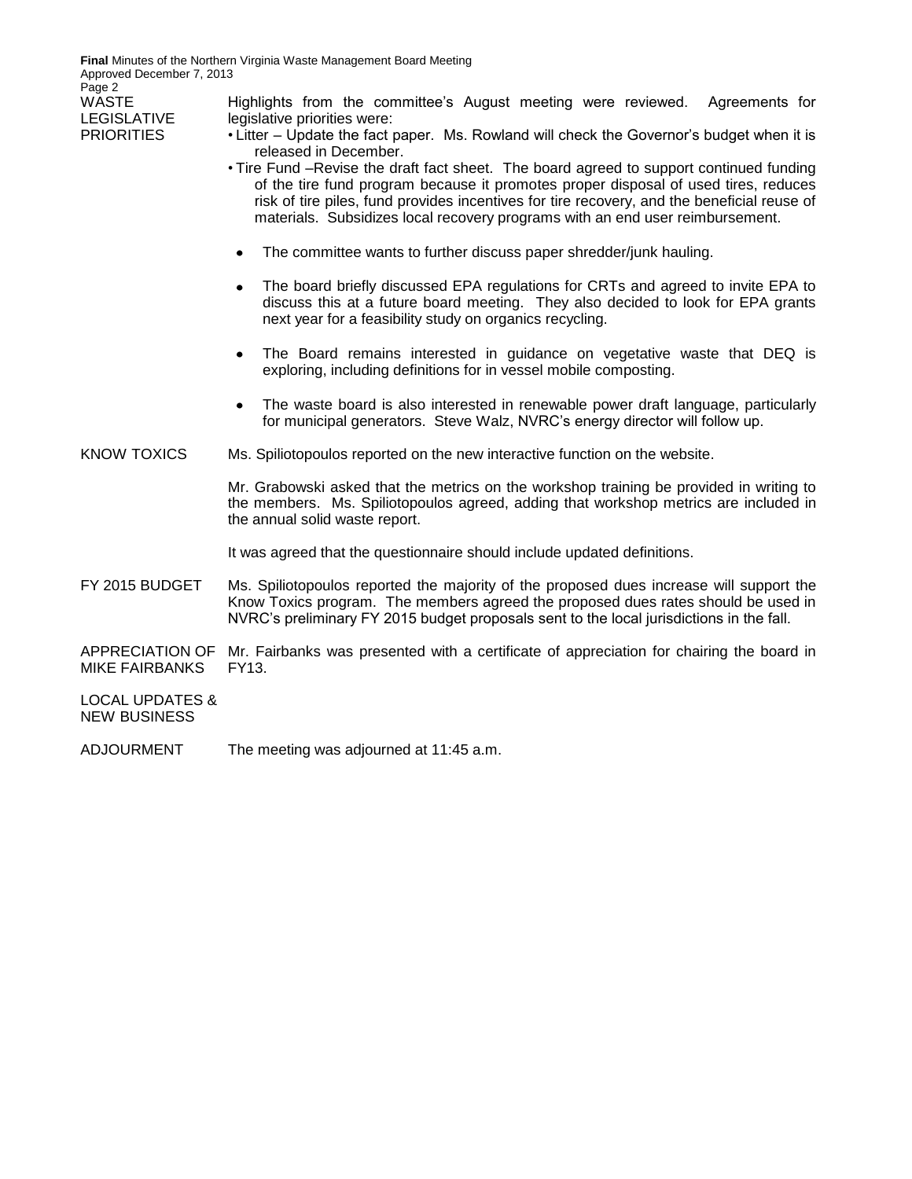**WASTE LEGISLATIVE PRIORITIES**

Highlights from the committee's August meeting were reviewed. Agreements for legislative priorities were:

- Litter – Update the fact paper. Ms. Rowland will check the Governor's budget when it is released in December.
- Tire Fund –Revise the draft fact sheet. The board agreed to support continued funding of the tire fund program because it promotes proper disposal of used tires, reduces risk of tire piles, fund provides incentives for tire recovery, and the beneficial reuse of materials. Subsidizes local recovery programs with an end user reimbursement.

- The committee wants to further discuss paper shredder/junk hauling.
- The board briefly discussed EPA regulations for CRTs and agreed to invite EPA to discuss this at a future board meeting. They also decided to look for EPA grants next year for a feasibility study on organics recycling.
- The Board remains interested in guidance on vegetative waste that DEQ is exploring, including definitions for in vessel mobile composting.
- The waste board is also interested in renewable power draft language, particularly for municipal generators. Steve Walz, NVRC's energy director will follow up.

**KNOW TOXICS**

Ms. Spiliotopoulos reported on the new interactive function on the website.

Mr. Grabowski asked that the metrics on the workshop training be provided in writing to the members. Ms. Spiliotopoulos agreed, adding that workshop metrics are included in the annual solid waste report.

It was agreed that the questionnaire should include updated definitions.

**FY 2015 BUDGET**

Ms. Spiliotopoulos reported the majority of the proposed dues increase will support the Know Toxics program. The members agreed the proposed dues rates should be used in NVRC's preliminary FY 2015 budget proposals sent to the local jurisdictions in the fall.

**APPRECIATION OF MIKE FAIRBANKS**

Mr. Fairbanks was presented with a certificate of appreciation for chairing the board in FY13.

**LOCAL UPDATES & NEW BUSINESS**

**ADJOURMENT**

The meeting was adjourned at 11:45 a.m.